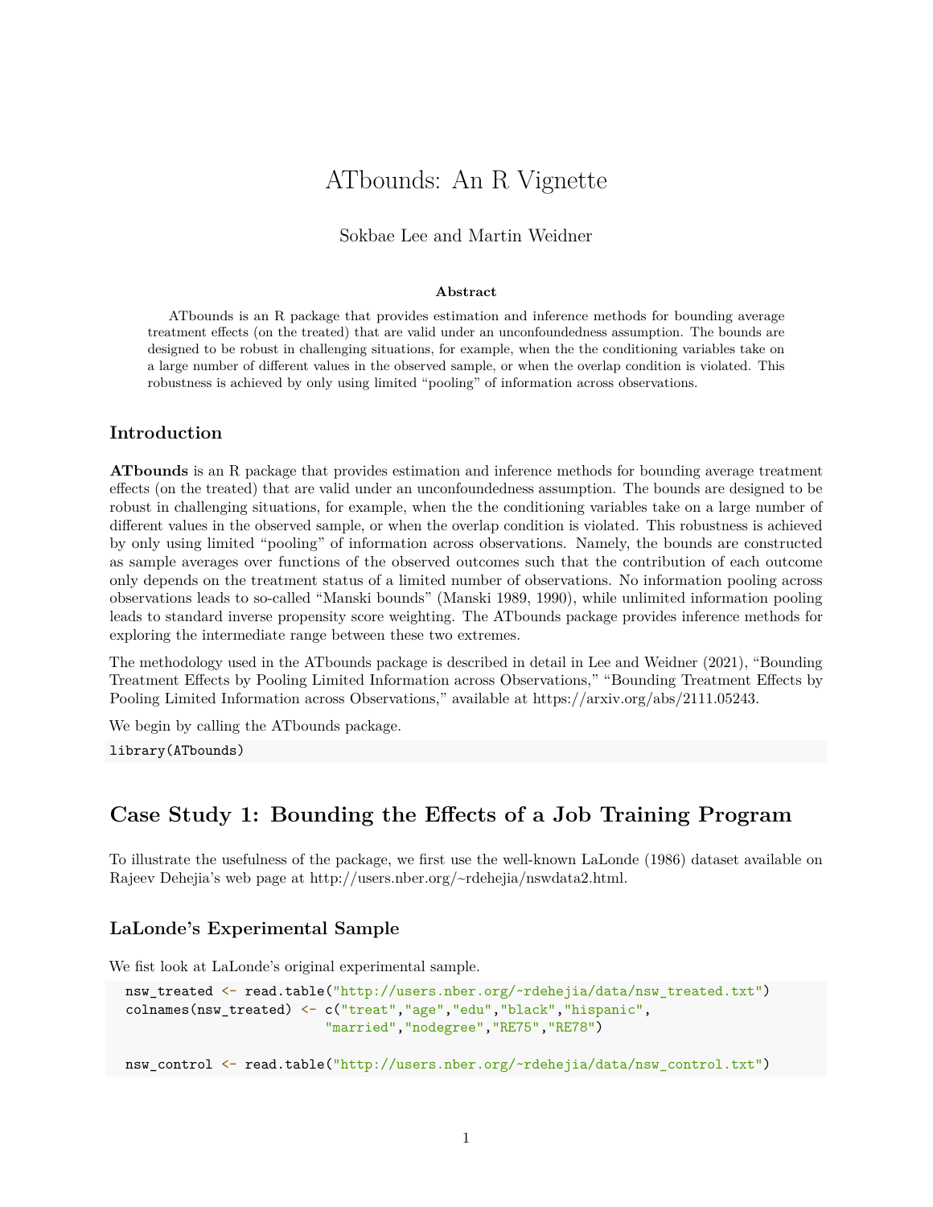# ATbounds: An R Vignette

Sokbae Lee and Martin Weidner

**Abstract**

ATbounds is an R package that provides estimation and inference methods for bounding average treatment effects (on the treated) that are valid under an unconfoundedness assumption. The bounds are designed to be robust in challenging situations, for example, when the the conditioning variables take on a large number of different values in the observed sample, or when the overlap condition is violated. This robustness is achieved by only using limited "pooling" of information across observations.

### Introduction

**ATbounds** is an R package that provides estimation and inference methods for bounding average treatment effects (on the treated) that are valid under an unconfoundedness assumption. The bounds are designed to be robust in challenging situations, for example, when the the conditioning variables take on a large number of different values in the observed sample, or when the overlap condition is violated. This robustness is achieved by only using limited "pooling" of information across observations. Namely, the bounds are constructed as sample averages over functions of the observed outcomes such that the contribution of each outcome only depends on the treatment status of a limited number of observations. No information pooling across observations leads to so-called "Manski bounds" (Manski 1989, 1990), while unlimited information pooling leads to standard inverse propensity score weighting. The ATbounds package provides inference methods for exploring the intermediate range between these two extremes.

The methodology used in the ATbounds package is described in detail in Lee and Weidner (2021), "Bounding Treatment Effects by Pooling Limited Information across Observations," "Bounding Treatment Effects by Pooling Limited Information across Observations," available at https://arxiv.org/abs/2111.05243.

We begin by calling the ATbounds package.

```
library(ATbounds)
```

## Case Study 1: Bounding the Effects of a Job Training Program

To illustrate the usefulness of the package, we first use the well-known LaLonde (1986) dataset available on Rajeev Dehejia's web page at http://users.nber.org/~rdehejia/nswdata2.html.

### LaLonde's Experimental Sample

We fist look at LaLonde's original experimental sample.

```
nsw_treated <- read.table("http://users.nber.org/~rdehejia/data/nsw_treated.txt")
colnames(nsw_treated) <- c("treat","age","edu","black","hispanic",
                           "married","nodegree","RE75","RE78")

nsw_control <- read.table("http://users.nber.org/~rdehejia/data/nsw_control.txt")
```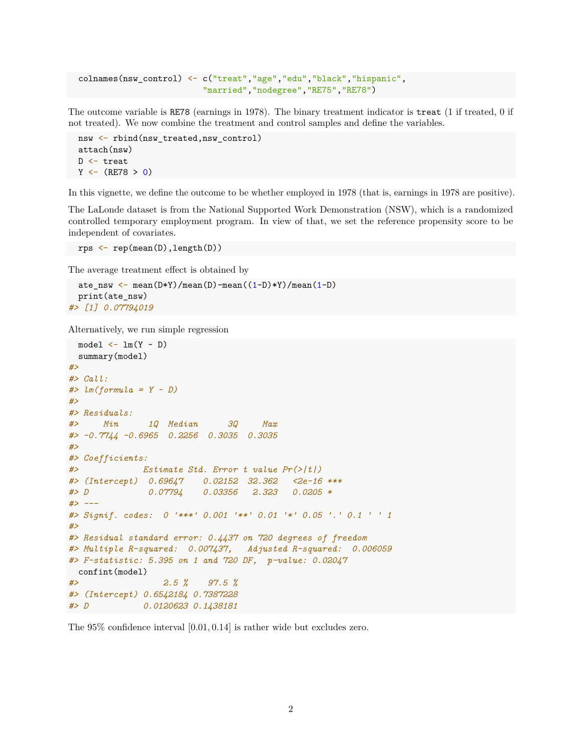```r
colnames(nsw_control) <- c("treat","age","edu","black","hispanic",
                           "married","nodegree","RE75","RE78")
```

The outcome variable is RE78 (earnings in 1978). The binary treatment indicator is treat (1 if treated, 0 if not treated). We now combine the treatment and control samples and define the variables.

```r
nsw <- rbind(nsw_treated,nsw_control)
attach(nsw)
D <- treat
Y <- (RE78 > 0)
```

In this vignette, we define the outcome to be whether employed in 1978 (that is, earnings in 1978 are positive).

The LaLonde dataset is from the National Supported Work Demonstration (NSW), which is a randomized controlled temporary employment program. In view of that, we set the reference propensity score to be independent of covariates.

```r
rps <- rep(mean(D),length(D))
```

The average treatment effect is obtained by

```r
ate_nsw <- mean(D*Y)/mean(D)-mean((1-D)*Y)/mean(1-D)
print(ate_nsw)
#> [1] 0.07794019
```

Alternatively, we run simple regression

```r
model <- lm(Y ~ D)
summary(model)
#> 
#> Call:
#> lm(formula = Y ~ D)
#> 
#> Residuals:
#>     Min      1Q  Median      3Q     Max 
#> -0.7744 -0.6965  0.2256  0.3035  0.3035 
#> 
#> Coefficients:
#>             Estimate Std. Error t value Pr(>|t|)    
#> (Intercept)  0.69647    0.02152  32.362   <2e-16 ***
#> D            0.07794    0.03356   2.323   0.0205 *  
#> ---
#> Signif. codes:  0 '***' 0.001 '**' 0.01 '*' 0.05 '.' 0.1 ' ' 1
#> 
#> Residual standard error: 0.4437 on 720 degrees of freedom
#> Multiple R-squared:  0.007437,	Adjusted R-squared:  0.006059 
#> F-statistic: 5.395 on 1 and 720 DF,  p-value: 0.02047
confint(model)
#>                 2.5 %    97.5 %
#> (Intercept) 0.6542184 0.7387228
#> D           0.0120623 0.1438181
```

The 95% confidence interval $[0.01, 0.14]$ is rather wide but excludes zero.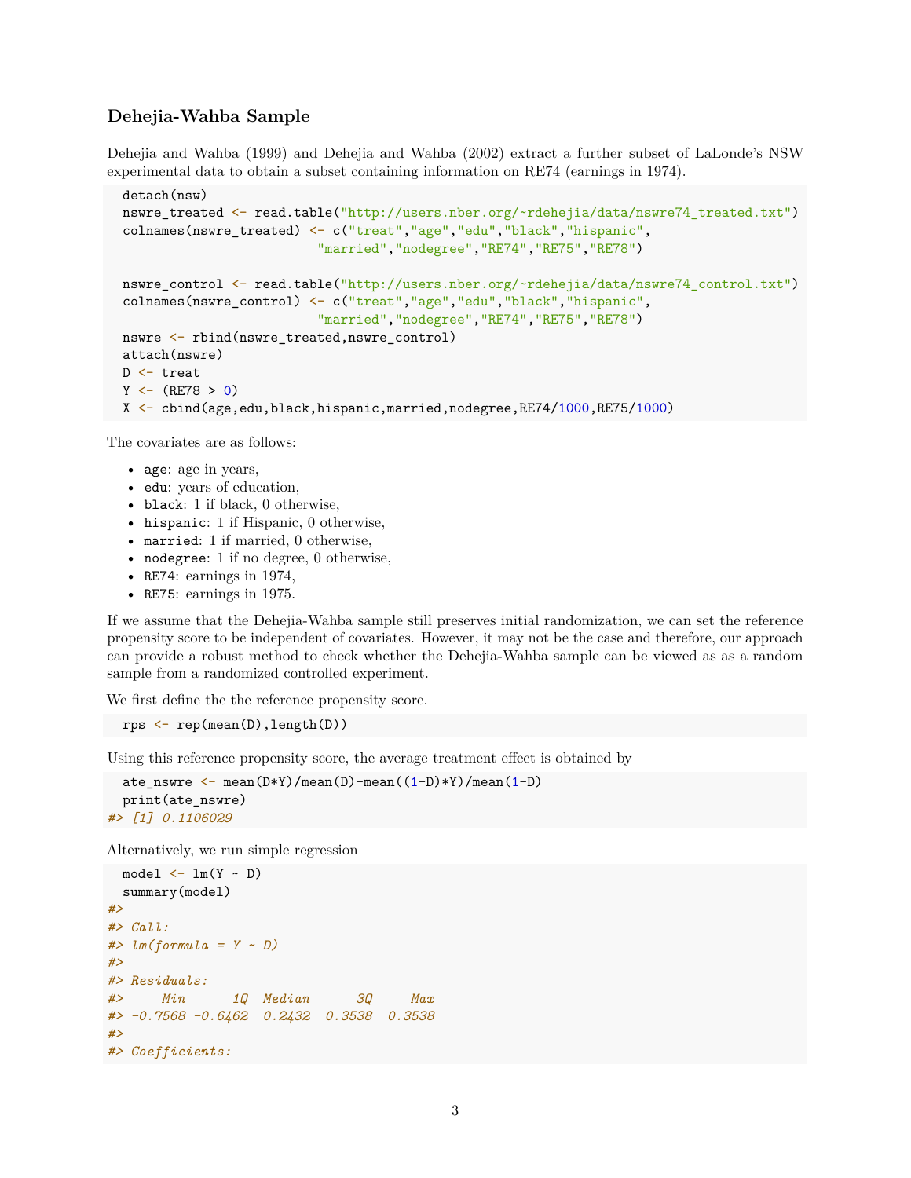### Dehejia-Wahba Sample

Dehejia and Wahba (1999) and Dehejia and Wahba (2002) extract a further subset of LaLonde's NSW experimental data to obtain a subset containing information on RE74 (earnings in 1974).

```
detach(nsw)
nswre_treated <- read.table("http://users.nber.org/~rdehejia/data/nswre74_treated.txt")
colnames(nswre_treated) <- c("treat","age","edu","black","hispanic",
                         "married","nodegree","RE74","RE75","RE78")

nswre_control <- read.table("http://users.nber.org/~rdehejia/data/nswre74_control.txt")
colnames(nswre_control) <- c("treat","age","edu","black","hispanic",
                         "married","nodegree","RE74","RE75","RE78")
nswre <- rbind(nswre_treated,nswre_control)
attach(nswre)
D <- treat
Y <- (RE78 > 0)
X <- cbind(age,edu,black,hispanic,married,nodegree,RE74/1000,RE75/1000)
```

The covariates are as follows:

- `age`: age in years,
- `edu`: years of education,
- `black`: 1 if black, 0 otherwise,
- `hispanic`: 1 if Hispanic, 0 otherwise,
- `married`: 1 if married, 0 otherwise,
- `nodegree`: 1 if no degree, 0 otherwise,
- `RE74`: earnings in 1974,
- `RE75`: earnings in 1975.

If we assume that the Dehejia-Wahba sample still preserves initial randomization, we can set the reference propensity score to be independent of covariates. However, it may not be the case and therefore, our approach can provide a robust method to check whether the Dehejia-Wahba sample can be viewed as as a random sample from a randomized controlled experiment.

We first define the the reference propensity score.

```
rps <- rep(mean(D),length(D))
```

Using this reference propensity score, the average treatment effect is obtained by

```
ate_nswre <- mean(D*Y)/mean(D)-mean((1-D)*Y)/mean(1-D)
print(ate_nswre)
#> [1] 0.1106029
```

Alternatively, we run simple regression

```
model <- lm(Y ~ D)
summary(model)
#>
#> Call:
#> lm(formula = Y ~ D)
#>
#> Residuals:
#>     Min      1Q  Median      3Q     Max
#> -0.7568 -0.6462  0.2432  0.3538  0.3538
#>
#> Coefficients:
```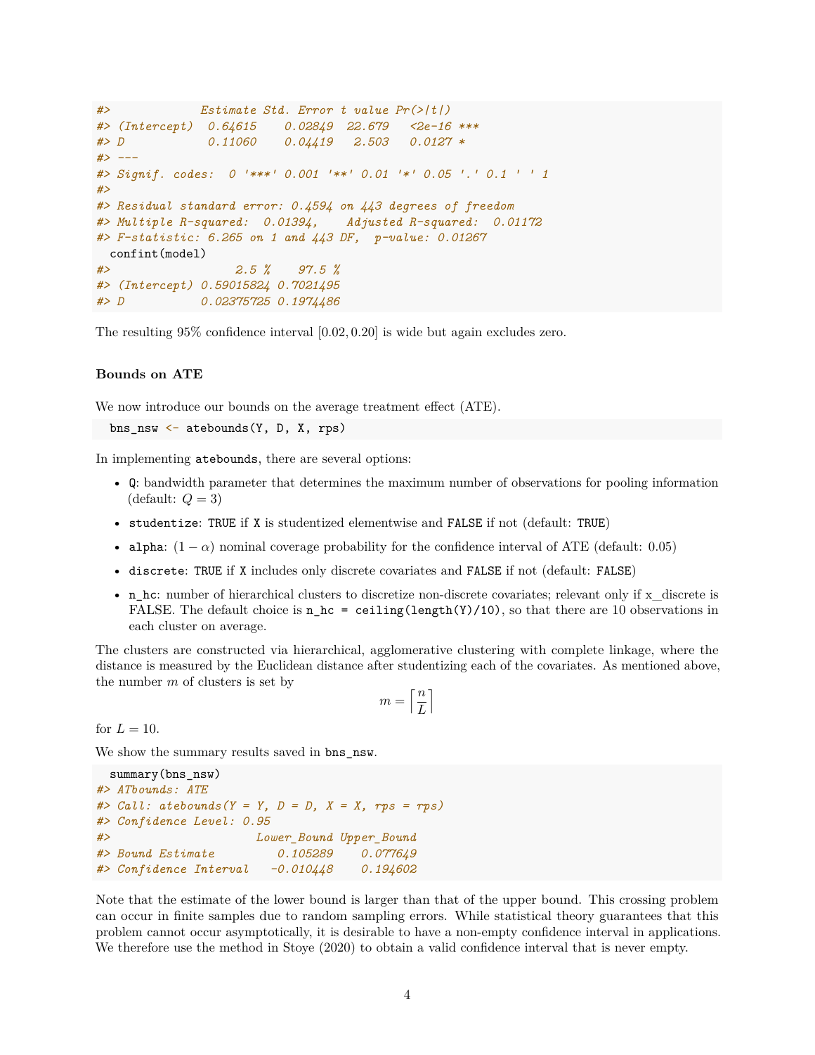```
#>             Estimate Std. Error t value Pr(>|t|)
#> (Intercept)  0.64615    0.02849  22.679   <2e-16 ***
#> D            0.11060    0.04419   2.503   0.0127 *
#> ---
#> Signif. codes:  0 '***' 0.001 '**' 0.01 '*' 0.05 '.' 0.1 ' ' 1
#>
#> Residual standard error: 0.4594 on 443 degrees of freedom
#> Multiple R-squared:  0.01394,    Adjusted R-squared:  0.01172
#> F-statistic: 6.265 on 1 and 443 DF,  p-value: 0.01267
  confint(model)
#>                  2.5 %    97.5 %
#> (Intercept) 0.59015824 0.7021495
#> D           0.02375725 0.1974486
```

The resulting 95% confidence interval $[0.02, 0.20]$ is wide but again excludes zero.

**Bounds on ATE**

We now introduce our bounds on the average treatment effect (ATE).

```
bns_nsw <- atebounds(Y, D, X, rps)
```

In implementing `atebounds`, there are several options:

- `Q`: bandwidth parameter that determines the maximum number of observations for pooling information (default: $Q = 3$)
- `studentize`: `TRUE` if `X` is studentized elementwise and `FALSE` if not (default: `TRUE`)
- `alpha`: $(1 - \alpha)$ nominal coverage probability for the confidence interval of ATE (default: 0.05)
- `discrete`: `TRUE` if `X` includes only discrete covariates and `FALSE` if not (default: `FALSE`)
- `n_hc`: number of hierarchical clusters to discretize non-discrete covariates; relevant only if x_discrete is FALSE. The default choice is `n_hc = ceiling(length(Y)/10)`, so that there are 10 observations in each cluster on average.

The clusters are constructed via hierarchical, agglomerative clustering with complete linkage, where the distance is measured by the Euclidean distance after studentizing each of the covariates. As mentioned above, the number $m$ of clusters is set by

$$m = \left\lceil \frac{n}{L} \right\rceil$$

for $L = 10$.

We show the summary results saved in `bns_nsw`.

```
  summary(bns_nsw)
#> ATbounds: ATE
#> Call: atebounds(Y = Y, D = D, X = X, rps = rps)
#> Confidence Level: 0.95
#>                     Lower_Bound Upper_Bound
#> Bound Estimate         0.105289    0.077649
#> Confidence Interval   -0.010448    0.194602
```

Note that the estimate of the lower bound is larger than that of the upper bound. This crossing problem can occur in finite samples due to random sampling errors. While statistical theory guarantees that this problem cannot occur asymptotically, it is desirable to have a non-empty confidence interval in applications. We therefore use the method in Stoye (2020) to obtain a valid confidence interval that is never empty.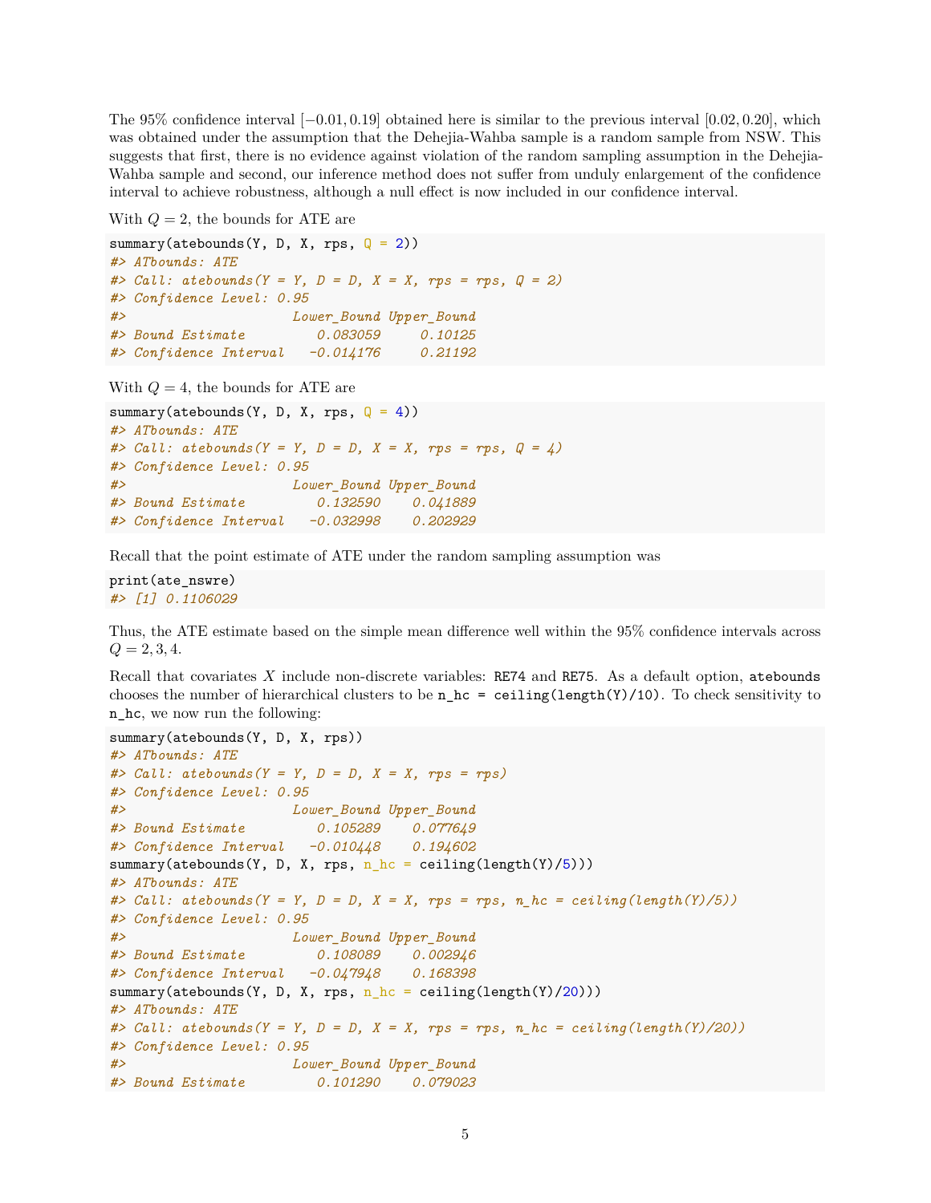The 95% confidence interval $[-0.01, 0.19]$ obtained here is similar to the previous interval $[0.02, 0.20]$, which was obtained under the assumption that the Dehejia-Wahba sample is a random sample from NSW. This suggests that first, there is no evidence against violation of the random sampling assumption in the Dehejia-Wahba sample and second, our inference method does not suffer from unduly enlargement of the confidence interval to achieve robustness, although a null effect is now included in our confidence interval.

With $Q = 2$, the bounds for ATE are

```
summary(atebounds(Y, D, X, rps, Q = 2))
#> ATbounds: ATE
#> Call: atebounds(Y = Y, D = D, X = X, rps = rps, Q = 2)
#> Confidence Level: 0.95
#>                     Lower_Bound Upper_Bound
#> Bound Estimate         0.083059     0.10125
#> Confidence Interval   -0.014176     0.21192
```

With $Q = 4$, the bounds for ATE are

```
summary(atebounds(Y, D, X, rps, Q = 4))
#> ATbounds: ATE
#> Call: atebounds(Y = Y, D = D, X = X, rps = rps, Q = 4)
#> Confidence Level: 0.95
#>                     Lower_Bound Upper_Bound
#> Bound Estimate         0.132590    0.041889
#> Confidence Interval   -0.032998    0.202929
```

Recall that the point estimate of ATE under the random sampling assumption was

```
print(ate_nswre)
#> [1] 0.1106029
```

Thus, the ATE estimate based on the simple mean difference well within the 95% confidence intervals across $Q = 2, 3, 4$.

Recall that covariates $X$ include non-discrete variables: `RE74` and `RE75`. As a default option, `atebounds` chooses the number of hierarchical clusters to be `n_hc = ceiling(length(Y)/10)`. To check sensitivity to `n_hc`, we now run the following:

```
summary(atebounds(Y, D, X, rps))
#> ATbounds: ATE
#> Call: atebounds(Y = Y, D = D, X = X, rps = rps)
#> Confidence Level: 0.95
#>                     Lower_Bound Upper_Bound
#> Bound Estimate         0.105289    0.077649
#> Confidence Interval   -0.010448    0.194602
summary(atebounds(Y, D, X, rps, n_hc = ceiling(length(Y)/5)))
#> ATbounds: ATE
#> Call: atebounds(Y = Y, D = D, X = X, rps = rps, n_hc = ceiling(length(Y)/5))
#> Confidence Level: 0.95
#>                     Lower_Bound Upper_Bound
#> Bound Estimate         0.108089    0.002946
#> Confidence Interval   -0.047948    0.168398
summary(atebounds(Y, D, X, rps, n_hc = ceiling(length(Y)/20)))
#> ATbounds: ATE
#> Call: atebounds(Y = Y, D = D, X = X, rps = rps, n_hc = ceiling(length(Y)/20))
#> Confidence Level: 0.95
#>                     Lower_Bound Upper_Bound
#> Bound Estimate         0.101290    0.079023
```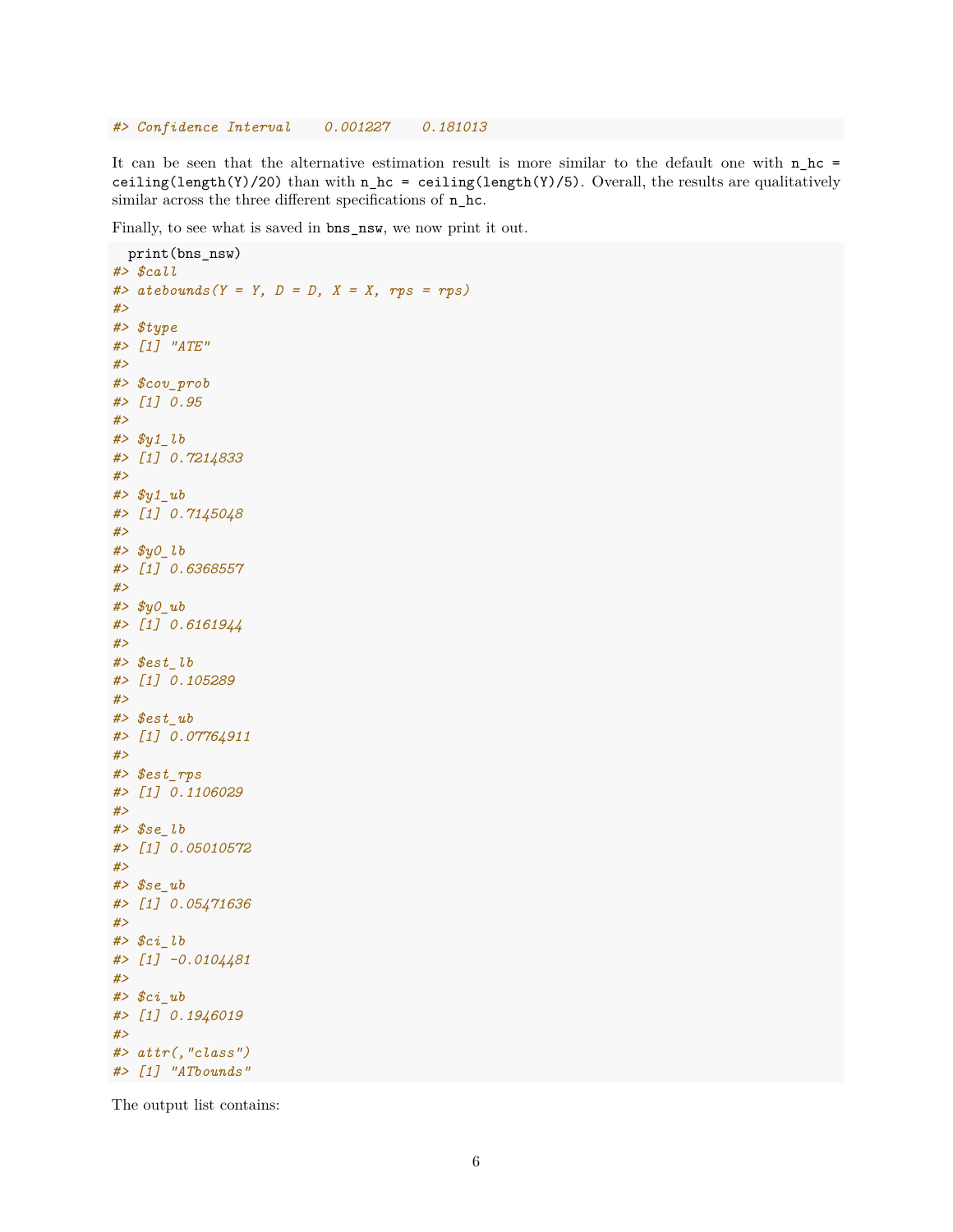```
#> Confidence Interval    0.001227    0.181013
```

It can be seen that the alternative estimation result is more similar to the default one with `n_hc = ceiling(length(Y)/20)` than with `n_hc = ceiling(length(Y)/5)`. Overall, the results are qualitatively similar across the three different specifications of `n_hc`.

Finally, to see what is saved in `bns_nsw`, we now print it out.

```
  print(bns_nsw)
#> $call
#> atebounds(Y = Y, D = D, X = X, rps = rps)
#> 
#> $type
#> [1] "ATE"
#> 
#> $cov_prob
#> [1] 0.95
#> 
#> $y1_lb
#> [1] 0.7214833
#> 
#> $y1_ub
#> [1] 0.7145048
#> 
#> $y0_lb
#> [1] 0.6368557
#> 
#> $y0_ub
#> [1] 0.6161944
#> 
#> $est_lb
#> [1] 0.105289
#> 
#> $est_ub
#> [1] 0.07764911
#> 
#> $est_rps
#> [1] 0.1106029
#> 
#> $se_lb
#> [1] 0.05010572
#> 
#> $se_ub
#> [1] 0.05471636
#> 
#> $ci_lb
#> [1] -0.0104481
#> 
#> $ci_ub
#> [1] 0.1946019
#> 
#> attr(,"class")
#> [1] "ATbounds"
```

The output list contains: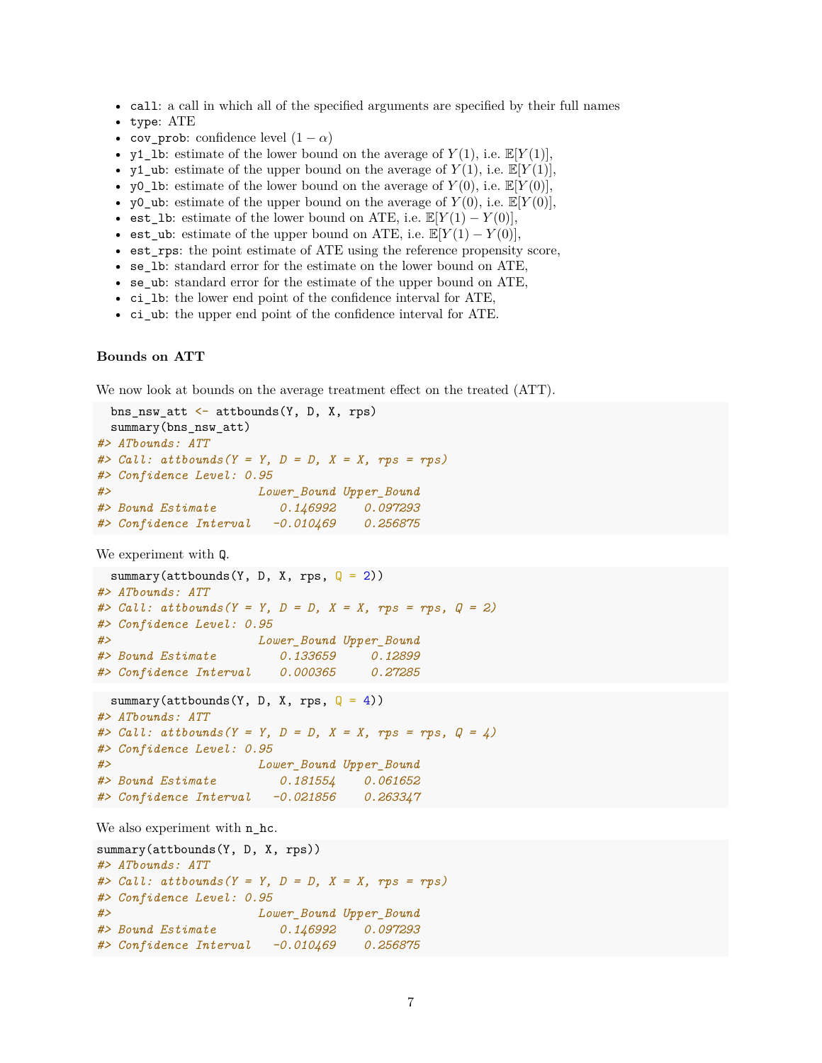- `call`: a call in which all of the specified arguments are specified by their full names
- `type`: ATE
- `cov_prob`: confidence level $(1 - \alpha)$
- `y1_lb`: estimate of the lower bound on the average of $Y(1)$, i.e. $\mathbb{E}[Y(1)]$,
- `y1_ub`: estimate of the upper bound on the average of $Y(1)$, i.e. $\mathbb{E}[Y(1)]$,
- `y0_lb`: estimate of the lower bound on the average of $Y(0)$, i.e. $\mathbb{E}[Y(0)]$,
- `y0_ub`: estimate of the upper bound on the average of $Y(0)$, i.e. $\mathbb{E}[Y(0)]$,
- `est_lb`: estimate of the lower bound on ATE, i.e. $\mathbb{E}[Y(1) - Y(0)]$,
- `est_ub`: estimate of the upper bound on ATE, i.e. $\mathbb{E}[Y(1) - Y(0)]$,
- `est_rps`: the point estimate of ATE using the reference propensity score,
- `se_lb`: standard error for the estimate on the lower bound on ATE,
- `se_ub`: standard error for the estimate of the upper bound on ATE,
- `ci_lb`: the lower end point of the confidence interval for ATE,
- `ci_ub`: the upper end point of the confidence interval for ATE.

#### Bounds on ATT

We now look at bounds on the average treatment effect on the treated (ATT).

```
  bns_nsw_att <- attbounds(Y, D, X, rps)
  summary(bns_nsw_att)
#> ATbounds: ATT
#> Call: attbounds(Y = Y, D = D, X = X, rps = rps)
#> Confidence Level: 0.95
#>                     Lower_Bound Upper_Bound
#> Bound Estimate         0.146992    0.097293
#> Confidence Interval   -0.010469    0.256875
```

We experiment with `Q`.

```
  summary(attbounds(Y, D, X, rps, Q = 2))
#> ATbounds: ATT
#> Call: attbounds(Y = Y, D = D, X = X, rps = rps, Q = 2)
#> Confidence Level: 0.95
#>                     Lower_Bound Upper_Bound
#> Bound Estimate         0.133659     0.12899
#> Confidence Interval    0.000365     0.27285
```

```
  summary(attbounds(Y, D, X, rps, Q = 4))
#> ATbounds: ATT
#> Call: attbounds(Y = Y, D = D, X = X, rps = rps, Q = 4)
#> Confidence Level: 0.95
#>                     Lower_Bound Upper_Bound
#> Bound Estimate         0.181554    0.061652
#> Confidence Interval   -0.021856    0.263347
```

We also experiment with `n_hc`.

```
summary(attbounds(Y, D, X, rps))
#> ATbounds: ATT
#> Call: attbounds(Y = Y, D = D, X = X, rps = rps)
#> Confidence Level: 0.95
#>                     Lower_Bound Upper_Bound
#> Bound Estimate         0.146992    0.097293
#> Confidence Interval   -0.010469    0.256875
```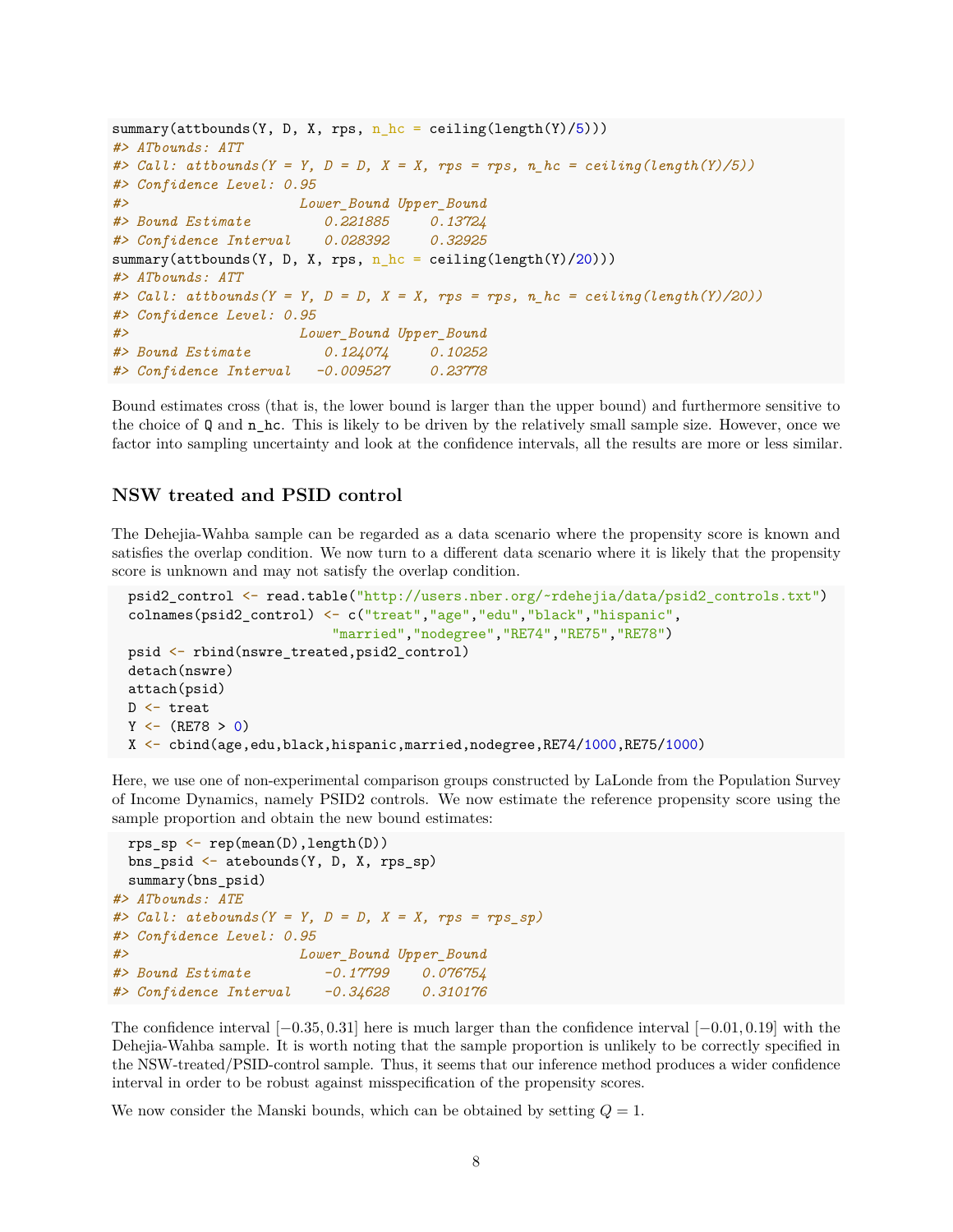```r
summary(attbounds(Y, D, X, rps, n_hc = ceiling(length(Y)/5)))
#> ATbounds: ATT
#> Call: attbounds(Y = Y, D = D, X = X, rps = rps, n_hc = ceiling(length(Y)/5))
#> Confidence Level: 0.95
#>                      Lower_Bound Upper_Bound
#> Bound Estimate          0.221885     0.13724
#> Confidence Interval     0.028392     0.32925
summary(attbounds(Y, D, X, rps, n_hc = ceiling(length(Y)/20)))
#> ATbounds: ATT
#> Call: attbounds(Y = Y, D = D, X = X, rps = rps, n_hc = ceiling(length(Y)/20))
#> Confidence Level: 0.95
#>                      Lower_Bound Upper_Bound
#> Bound Estimate          0.124074     0.10252
#> Confidence Interval    -0.009527     0.23778
```

Bound estimates cross (that is, the lower bound is larger than the upper bound) and furthermore sensitive to the choice of `Q` and `n_hc`. This is likely to be driven by the relatively small sample size. However, once we factor into sampling uncertainty and look at the confidence intervals, all the results are more or less similar.

### NSW treated and PSID control

The Dehejia-Wahba sample can be regarded as a data scenario where the propensity score is known and satisfies the overlap condition. We now turn to a different data scenario where it is likely that the propensity score is unknown and may not satisfy the overlap condition.

```r
psid2_control <- read.table("http://users.nber.org/~rdehejia/data/psid2_controls.txt")
colnames(psid2_control) <- c("treat","age","edu","black","hispanic",
                             "married","nodegree","RE74","RE75","RE78")
psid <- rbind(nswre_treated,psid2_control)
detach(nswre)
attach(psid)
D <- treat
Y <- (RE78 > 0)
X <- cbind(age,edu,black,hispanic,married,nodegree,RE74/1000,RE75/1000)
```

Here, we use one of non-experimental comparison groups constructed by LaLonde from the Population Survey of Income Dynamics, namely PSID2 controls. We now estimate the reference propensity score using the sample proportion and obtain the new bound estimates:

```r
rps_sp <- rep(mean(D),length(D))
bns_psid <- atebounds(Y, D, X, rps_sp)
summary(bns_psid)
#> ATbounds: ATE
#> Call: atebounds(Y = Y, D = D, X = X, rps = rps_sp)
#> Confidence Level: 0.95
#>                      Lower_Bound Upper_Bound
#> Bound Estimate          -0.17799    0.076754
#> Confidence Interval     -0.34628    0.310176
```

The confidence interval $[-0.35, 0.31]$ here is much larger than the confidence interval $[-0.01, 0.19]$ with the Dehejia-Wahba sample. It is worth noting that the sample proportion is unlikely to be correctly specified in the NSW-treated/PSID-control sample. Thus, it seems that our inference method produces a wider confidence interval in order to be robust against misspecification of the propensity scores.

We now consider the Manski bounds, which can be obtained by setting $Q = 1$.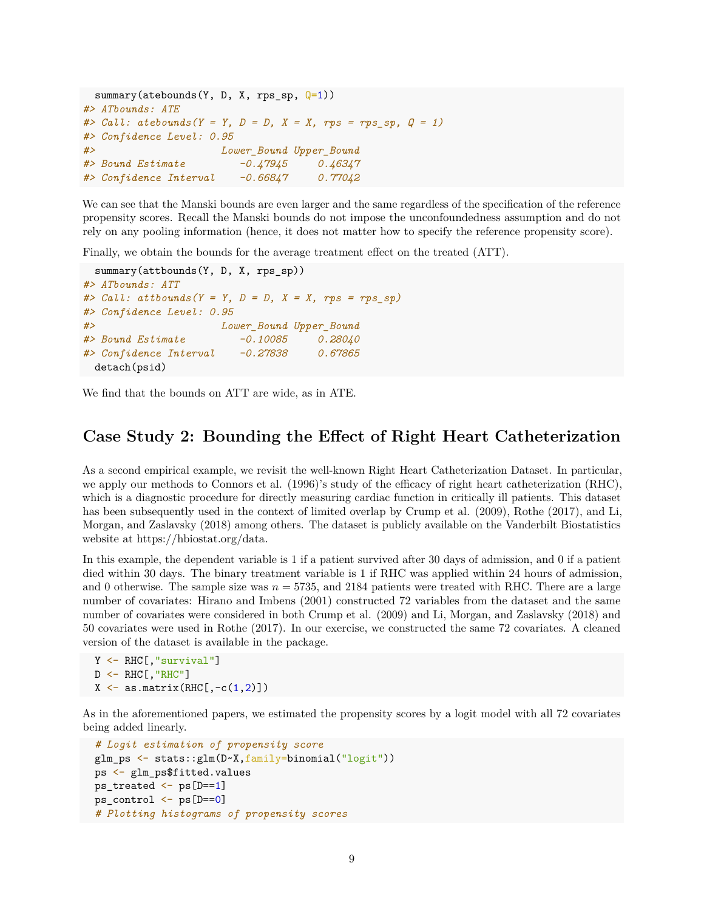```
summary(atebounds(Y, D, X, rps_sp, Q=1))
#> ATbounds: ATE
#> Call: atebounds(Y = Y, D = D, X = X, rps = rps_sp, Q = 1)
#> Confidence Level: 0.95
#>                      Lower_Bound Upper_Bound
#> Bound Estimate          -0.47945     0.46347
#> Confidence Interval     -0.66847     0.77042
```

We can see that the Manski bounds are even larger and the same regardless of the specification of the reference propensity scores. Recall the Manski bounds do not impose the unconfoundedness assumption and do not rely on any pooling information (hence, it does not matter how to specify the reference propensity score).

Finally, we obtain the bounds for the average treatment effect on the treated (ATT).

```
summary(attbounds(Y, D, X, rps_sp))
#> ATbounds: ATT
#> Call: attbounds(Y = Y, D = D, X = X, rps = rps_sp)
#> Confidence Level: 0.95
#>                      Lower_Bound Upper_Bound
#> Bound Estimate          -0.10085     0.28040
#> Confidence Interval     -0.27838     0.67865
detach(psid)
```

We find that the bounds on ATT are wide, as in ATE.

## Case Study 2: Bounding the Effect of Right Heart Catheterization

As a second empirical example, we revisit the well-known Right Heart Catheterization Dataset. In particular, we apply our methods to Connors et al. (1996)'s study of the efficacy of right heart catheterization (RHC), which is a diagnostic procedure for directly measuring cardiac function in critically ill patients. This dataset has been subsequently used in the context of limited overlap by Crump et al. (2009), Rothe (2017), and Li, Morgan, and Zaslavsky (2018) among others. The dataset is publicly available on the Vanderbilt Biostatistics website at https://hbiostat.org/data.

In this example, the dependent variable is 1 if a patient survived after 30 days of admission, and 0 if a patient died within 30 days. The binary treatment variable is 1 if RHC was applied within 24 hours of admission, and 0 otherwise. The sample size was $n = 5735$, and 2184 patients were treated with RHC. There are a large number of covariates: Hirano and Imbens (2001) constructed 72 variables from the dataset and the same number of covariates were considered in both Crump et al. (2009) and Li, Morgan, and Zaslavsky (2018) and 50 covariates were used in Rothe (2017). In our exercise, we constructed the same 72 covariates. A cleaned version of the dataset is available in the package.

```
Y <- RHC[,"survival"]
D <- RHC[,"RHC"]
X <- as.matrix(RHC[,-c(1,2)])
```

As in the aforementioned papers, we estimated the propensity scores by a logit model with all 72 covariates being added linearly.

```
# Logit estimation of propensity score
glm_ps <- stats::glm(D~X,family=binomial("logit"))
ps <- glm_ps$fitted.values
ps_treated <- ps[D==1]
ps_control <- ps[D==0]
# Plotting histograms of propensity scores
```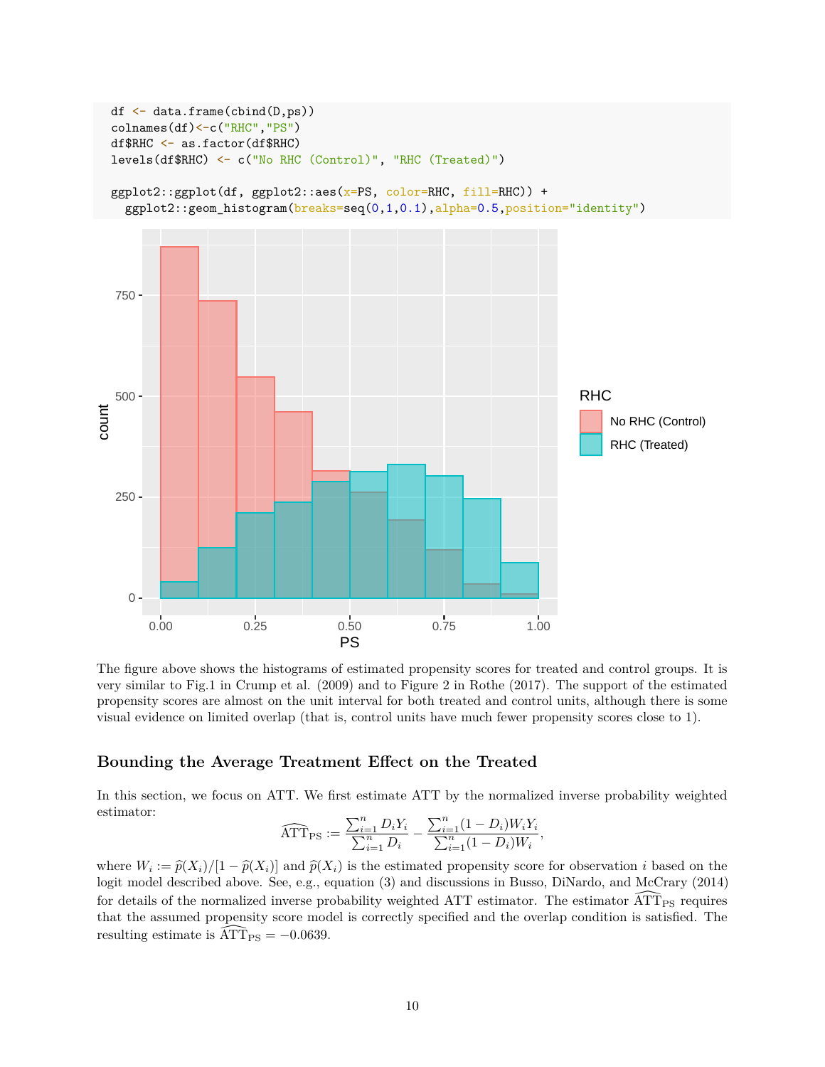```
df <- data.frame(cbind(D,ps))
colnames(df)<-c("RHC","PS")
df$RHC <- as.factor(df$RHC)
levels(df$RHC) <- c("No RHC (Control)", "RHC (Treated)")

ggplot2::ggplot(df, ggplot2::aes(x=PS, color=RHC, fill=RHC)) +
  ggplot2::geom_histogram(breaks=seq(0,1,0.1),alpha=0.5,position="identity")
```

The figure above shows the histograms of estimated propensity scores for treated and control groups. It is very similar to Fig.1 in Crump et al. (2009) and to Figure 2 in Rothe (2017). The support of the estimated propensity scores are almost on the unit interval for both treated and control units, although there is some visual evidence on limited overlap (that is, control units have much fewer propensity scores close to 1).

## Bounding the Average Treatment Effect on the Treated

In this section, we focus on ATT. We first estimate ATT by the normalized inverse probability weighted estimator:

$$\widehat{\text{ATT}}_{\text{PS}} := \frac{\sum_{i=1}^{n} D_i Y_i}{\sum_{i=1}^{n} D_i} - \frac{\sum_{i=1}^{n} (1 - D_i) W_i Y_i}{\sum_{i=1}^{n} (1 - D_i) W_i},$$

where $W_i := \widehat{p}(X_i)/[1 - \widehat{p}(X_i)]$ and $\widehat{p}(X_i)$ is the estimated propensity score for observation $i$ based on the logit model described above. See, e.g., equation (3) and discussions in Busso, DiNardo, and McCrary (2014) for details of the normalized inverse probability weighted ATT estimator. The estimator $\widehat{\text{ATT}}_{\text{PS}}$ requires that the assumed propensity score model is correctly specified and the overlap condition is satisfied. The resulting estimate is $\widehat{\text{ATT}}_{\text{PS}} = -0.0639$.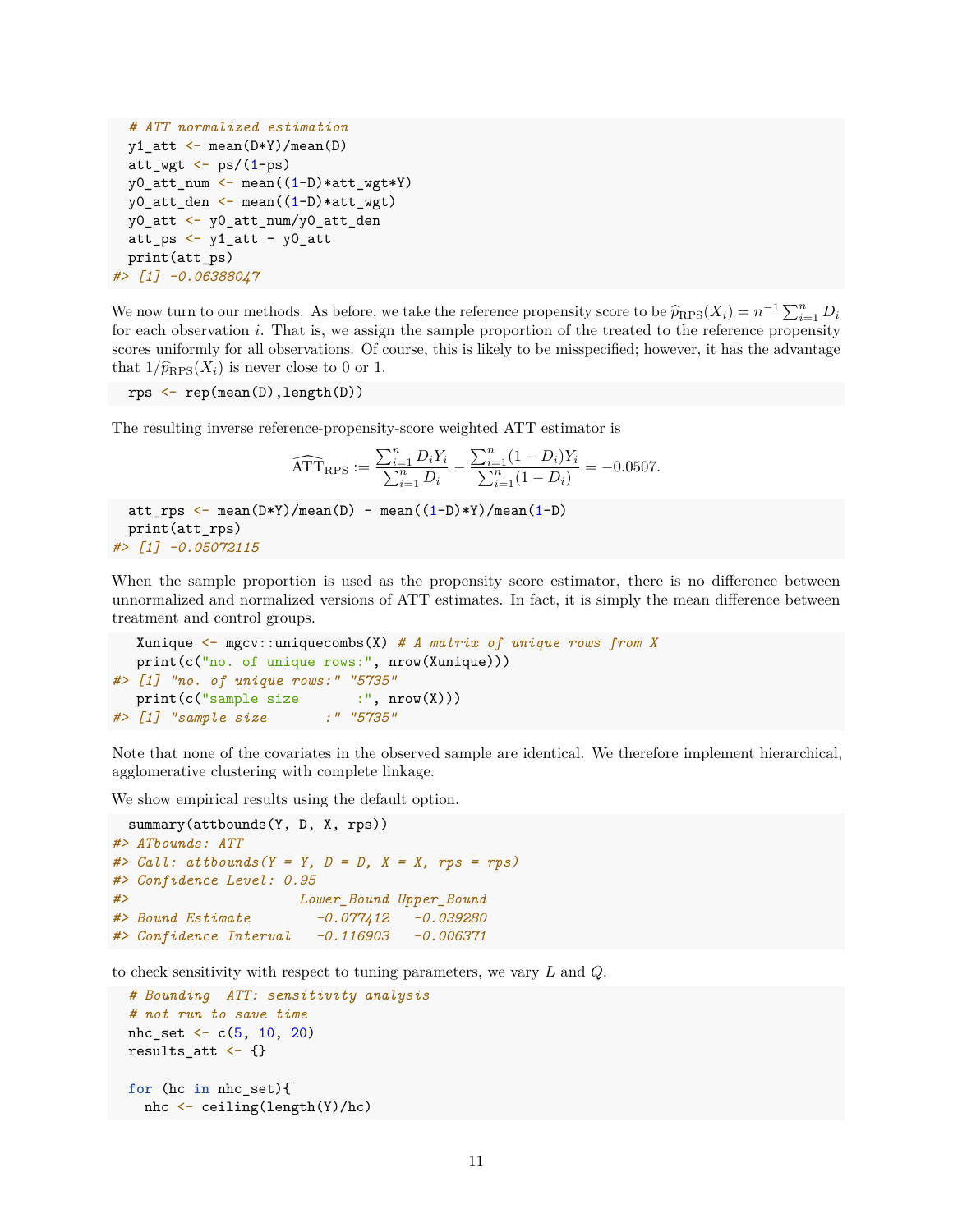```
# ATT normalized estimation
y1_att <- mean(D*Y)/mean(D)
att_wgt <- ps/(1-ps)
y0_att_num <- mean((1-D)*att_wgt*Y)
y0_att_den <- mean((1-D)*att_wgt)
y0_att <- y0_att_num/y0_att_den
att_ps <- y1_att - y0_att
print(att_ps)
#> [1] -0.06388047
```

We now turn to our methods. As before, we take the reference propensity score to be $\widehat{p}_{\text{RPS}}(X_i) = n^{-1} \sum_{i=1}^{n} D_i$ for each observation $i$. That is, we assign the sample proportion of the treated to the reference propensity scores uniformly for all observations. Of course, this is likely to be misspecified; however, it has the advantage that $1/\widehat{p}_{\text{RPS}}(X_i)$ is never close to 0 or 1.

```
rps <- rep(mean(D),length(D))
```

The resulting inverse reference-propensity-score weighted ATT estimator is

$$\widehat{\text{ATT}}_{\text{RPS}} := \frac{\sum_{i=1}^{n} D_i Y_i}{\sum_{i=1}^{n} D_i} - \frac{\sum_{i=1}^{n} (1 - D_i) Y_i}{\sum_{i=1}^{n} (1 - D_i)} = -0.0507.$$

```
att_rps <- mean(D*Y)/mean(D) - mean((1-D)*Y)/mean(1-D)
print(att_rps)
#> [1] -0.05072115
```

When the sample proportion is used as the propensity score estimator, there is no difference between unnormalized and normalized versions of ATT estimates. In fact, it is simply the mean difference between treatment and control groups.

```
 Xunique <- mgcv::uniquecombs(X) # A matrix of unique rows from X
 print(c("no. of unique rows:", nrow(Xunique)))
#> [1] "no. of unique rows:" "5735"
 print(c("sample size       :", nrow(X)))
#> [1] "sample size       :" "5735"
```

Note that none of the covariates in the observed sample are identical. We therefore implement hierarchical, agglomerative clustering with complete linkage.

We show empirical results using the default option.

```
summary(attbounds(Y, D, X, rps))
#> ATbounds: ATT
#> Call: attbounds(Y = Y, D = D, X = X, rps = rps)
#> Confidence Level: 0.95
#>                     Lower_Bound Upper_Bound
#> Bound Estimate        -0.077412   -0.039280
#> Confidence Interval   -0.116903   -0.006371
```

to check sensitivity with respect to tuning parameters, we vary $L$ and $Q$.

```
# Bounding  ATT: sensitivity analysis
# not run to save time
nhc_set <- c(5, 10, 20)
results_att <- {}

for (hc in nhc_set){
  nhc <- ceiling(length(Y)/hc)
```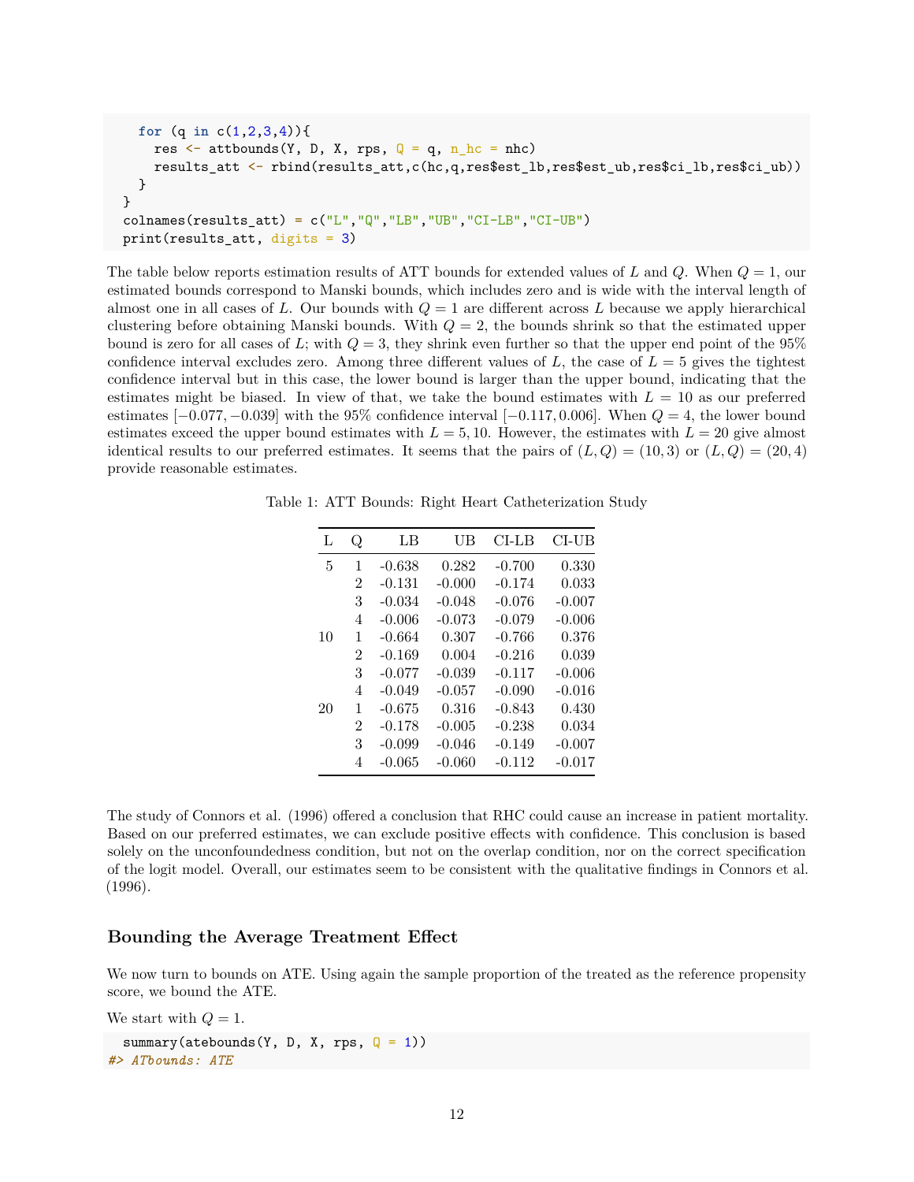```
    for (q in c(1,2,3,4)){
      res <- attbounds(Y, D, X, rps, Q = q, n_hc = nhc)
      results_att <- rbind(results_att,c(hc,q,res$est_lb,res$est_ub,res$ci_lb,res$ci_ub))
    }
  }
  colnames(results_att) = c("L","Q","LB","UB","CI-LB","CI-UB")
  print(results_att, digits = 3)
```

The table below reports estimation results of ATT bounds for extended values of $L$ and $Q$. When $Q = 1$, our estimated bounds correspond to Manski bounds, which includes zero and is wide with the interval length of almost one in all cases of $L$. Our bounds with $Q = 1$ are different across $L$ because we apply hierarchical clustering before obtaining Manski bounds. With $Q = 2$, the bounds shrink so that the estimated upper bound is zero for all cases of $L$; with $Q = 3$, they shrink even further so that the upper end point of the 95% confidence interval excludes zero. Among three different values of $L$, the case of $L = 5$ gives the tightest confidence interval but in this case, the lower bound is larger than the upper bound, indicating that the estimates might be biased. In view of that, we take the bound estimates with $L = 10$ as our preferred estimates $[-0.077, -0.039]$ with the 95% confidence interval $[-0.117, 0.006]$. When $Q = 4$, the lower bound estimates exceed the upper bound estimates with $L = 5, 10$. However, the estimates with $L = 20$ give almost identical results to our preferred estimates. It seems that the pairs of $(L, Q) = (10, 3)$ or $(L, Q) = (20, 4)$ provide reasonable estimates.

Table 1: ATT Bounds: Right Heart Catheterization Study

| L | Q | LB | UB | CI-LB | CI-UB |
|---|---|---|---|---|---|
| 5 | 1 | -0.638 | 0.282 | -0.700 | 0.330 |
| | 2 | -0.131 | -0.000 | -0.174 | 0.033 |
| | 3 | -0.034 | -0.048 | -0.076 | -0.007 |
| | 4 | -0.006 | -0.073 | -0.079 | -0.006 |
| 10 | 1 | -0.664 | 0.307 | -0.766 | 0.376 |
| | 2 | -0.169 | 0.004 | -0.216 | 0.039 |
| | 3 | -0.077 | -0.039 | -0.117 | -0.006 |
| | 4 | -0.049 | -0.057 | -0.090 | -0.016 |
| 20 | 1 | -0.675 | 0.316 | -0.843 | 0.430 |
| | 2 | -0.178 | -0.005 | -0.238 | 0.034 |
| | 3 | -0.099 | -0.046 | -0.149 | -0.007 |
| | 4 | -0.065 | -0.060 | -0.112 | -0.017 |

The study of Connors et al. (1996) offered a conclusion that RHC could cause an increase in patient mortality. Based on our preferred estimates, we can exclude positive effects with confidence. This conclusion is based solely on the unconfoundedness condition, but not on the overlap condition, nor on the correct specification of the logit model. Overall, our estimates seem to be consistent with the qualitative findings in Connors et al. (1996).

### Bounding the Average Treatment Effect

We now turn to bounds on ATE. Using again the sample proportion of the treated as the reference propensity score, we bound the ATE.

We start with $Q = 1$.

```
  summary(atebounds(Y, D, X, rps, Q = 1))
#> ATbounds: ATE
```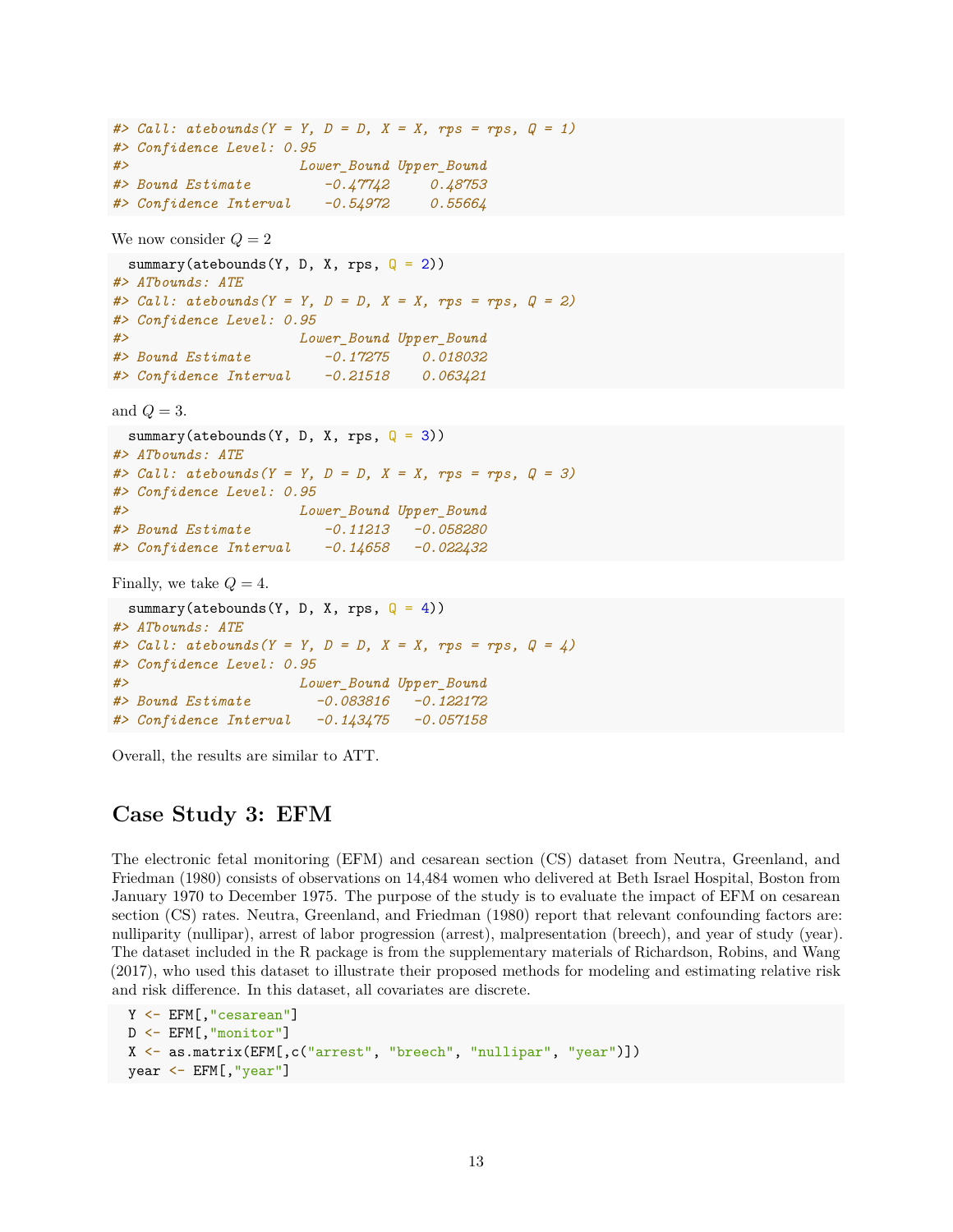```
#> Call: atebounds(Y = Y, D = D, X = X, rps = rps, Q = 1)
#> Confidence Level: 0.95
#>                     Lower_Bound Upper_Bound
#> Bound Estimate         -0.47742     0.48753
#> Confidence Interval    -0.54972     0.55664
```

We now consider $Q = 2$

```
summary(atebounds(Y, D, X, rps, Q = 2))
#> ATbounds: ATE
#> Call: atebounds(Y = Y, D = D, X = X, rps = rps, Q = 2)
#> Confidence Level: 0.95
#>                     Lower_Bound Upper_Bound
#> Bound Estimate         -0.17275    0.018032
#> Confidence Interval    -0.21518    0.063421
```

and $Q = 3$.

```
summary(atebounds(Y, D, X, rps, Q = 3))
#> ATbounds: ATE
#> Call: atebounds(Y = Y, D = D, X = X, rps = rps, Q = 3)
#> Confidence Level: 0.95
#>                     Lower_Bound Upper_Bound
#> Bound Estimate         -0.11213   -0.058280
#> Confidence Interval    -0.14658   -0.022432
```

Finally, we take $Q = 4$.

```
summary(atebounds(Y, D, X, rps, Q = 4))
#> ATbounds: ATE
#> Call: atebounds(Y = Y, D = D, X = X, rps = rps, Q = 4)
#> Confidence Level: 0.95
#>                     Lower_Bound Upper_Bound
#> Bound Estimate        -0.083816   -0.122172
#> Confidence Interval   -0.143475   -0.057158
```

Overall, the results are similar to ATT.

## Case Study 3: EFM

The electronic fetal monitoring (EFM) and cesarean section (CS) dataset from Neutra, Greenland, and Friedman (1980) consists of observations on 14,484 women who delivered at Beth Israel Hospital, Boston from January 1970 to December 1975. The purpose of the study is to evaluate the impact of EFM on cesarean section (CS) rates. Neutra, Greenland, and Friedman (1980) report that relevant confounding factors are: nulliparity (nullipar), arrest of labor progression (arrest), malpresentation (breech), and year of study (year). The dataset included in the R package is from the supplementary materials of Richardson, Robins, and Wang (2017), who used this dataset to illustrate their proposed methods for modeling and estimating relative risk and risk difference. In this dataset, all covariates are discrete.

```
Y <- EFM[,"cesarean"]
D <- EFM[,"monitor"]
X <- as.matrix(EFM[,c("arrest", "breech", "nullipar", "year")])
year <- EFM[,"year"]
```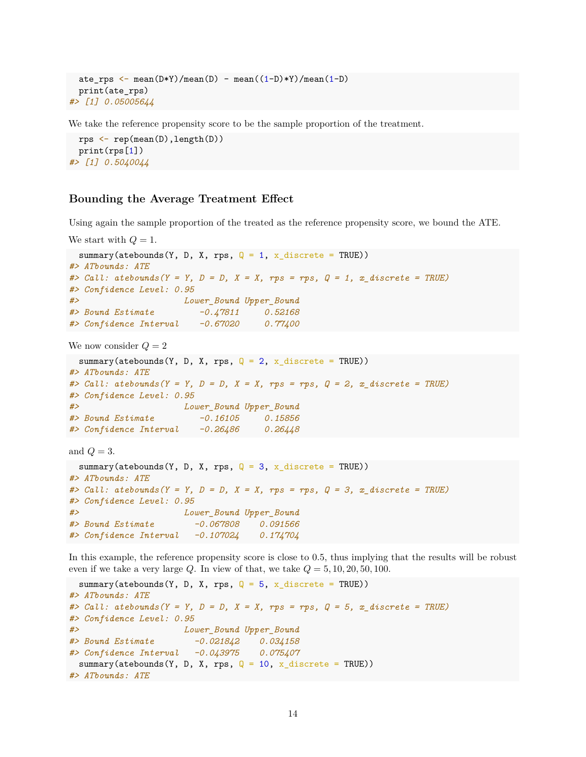```
ate_rps <- mean(D*Y)/mean(D) - mean((1-D)*Y)/mean(1-D)
print(ate_rps)
#> [1] 0.05005644
```

We take the reference propensity score to be the sample proportion of the treatment.

```
rps <- rep(mean(D),length(D))
print(rps[1])
#> [1] 0.5040044
```

### Bounding the Average Treatment Effect

Using again the sample proportion of the treated as the reference propensity score, we bound the ATE.

We start with $Q = 1$.

```
summary(atebounds(Y, D, X, rps, Q = 1, x_discrete = TRUE))
#> ATbounds: ATE
#> Call: atebounds(Y = Y, D = D, X = X, rps = rps, Q = 1, x_discrete = TRUE)
#> Confidence Level: 0.95
#>                     Lower_Bound Upper_Bound
#> Bound Estimate         -0.47811     0.52168
#> Confidence Interval    -0.67020     0.77400
```

We now consider $Q = 2$

```
summary(atebounds(Y, D, X, rps, Q = 2, x_discrete = TRUE))
#> ATbounds: ATE
#> Call: atebounds(Y = Y, D = D, X = X, rps = rps, Q = 2, x_discrete = TRUE)
#> Confidence Level: 0.95
#>                     Lower_Bound Upper_Bound
#> Bound Estimate         -0.16105     0.15856
#> Confidence Interval    -0.26486     0.26448
```

and $Q = 3$.

```
summary(atebounds(Y, D, X, rps, Q = 3, x_discrete = TRUE))
#> ATbounds: ATE
#> Call: atebounds(Y = Y, D = D, X = X, rps = rps, Q = 3, x_discrete = TRUE)
#> Confidence Level: 0.95
#>                     Lower_Bound Upper_Bound
#> Bound Estimate        -0.067808    0.091566
#> Confidence Interval   -0.107024    0.174704
```

In this example, the reference propensity score is close to 0.5, thus implying that the results will be robust even if we take a very large $Q$. In view of that, we take $Q = 5, 10, 20, 50, 100$.

```
summary(atebounds(Y, D, X, rps, Q = 5, x_discrete = TRUE))
#> ATbounds: ATE
#> Call: atebounds(Y = Y, D = D, X = X, rps = rps, Q = 5, x_discrete = TRUE)
#> Confidence Level: 0.95
#>                     Lower_Bound Upper_Bound
#> Bound Estimate        -0.021842    0.034158
#> Confidence Interval   -0.043975    0.075407
summary(atebounds(Y, D, X, rps, Q = 10, x_discrete = TRUE))
#> ATbounds: ATE
```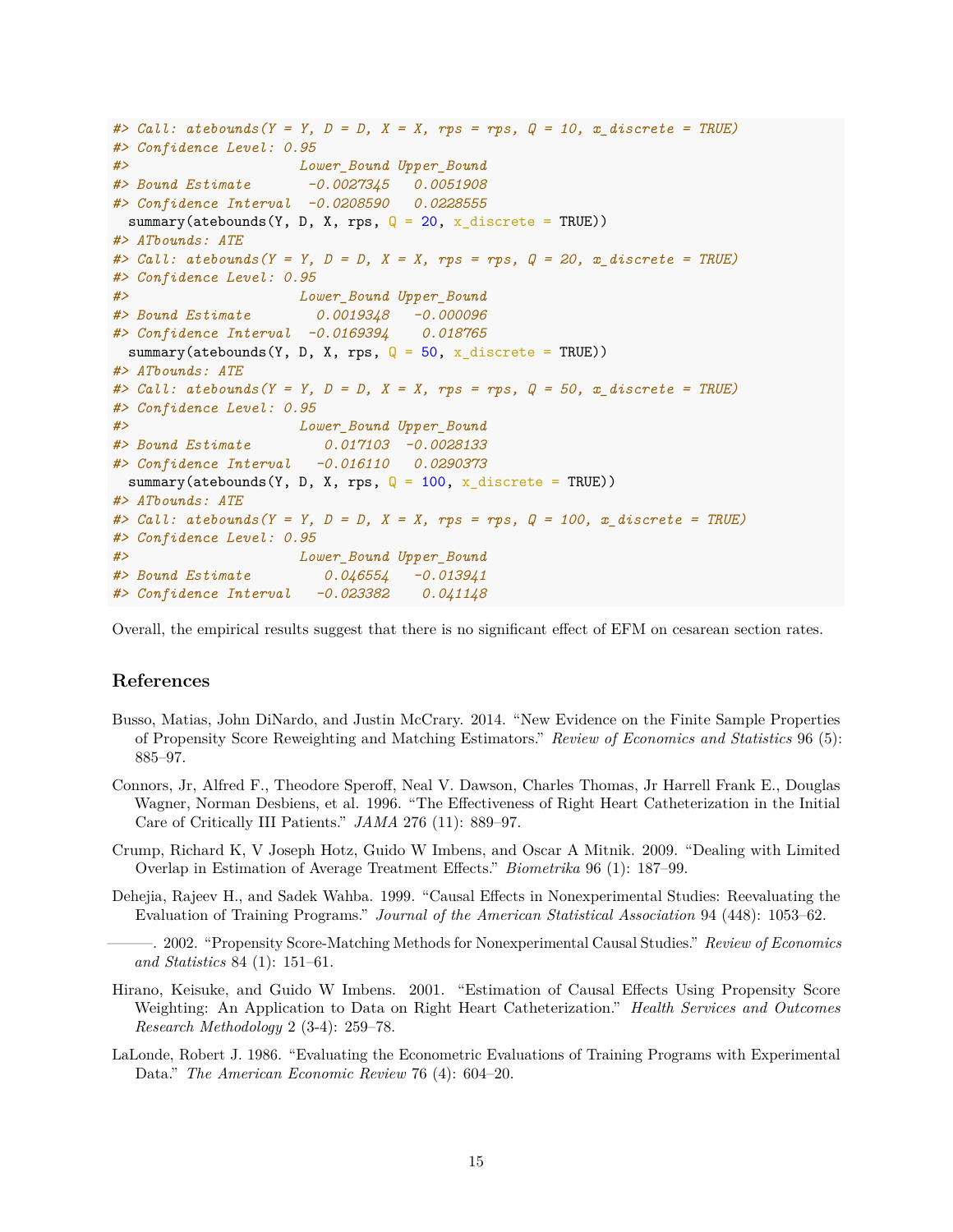```
#> Call: atebounds(Y = Y, D = D, X = X, rps = rps, Q = 10, x_discrete = TRUE)
#> Confidence Level: 0.95
#>                      Lower_Bound Upper_Bound
#> Bound Estimate        -0.0027345   0.0051908
#> Confidence Interval   -0.0208590   0.0228555
  summary(atebounds(Y, D, X, rps, Q = 20, x_discrete = TRUE))
#> ATbounds: ATE
#> Call: atebounds(Y = Y, D = D, X = X, rps = rps, Q = 20, x_discrete = TRUE)
#> Confidence Level: 0.95
#>                      Lower_Bound Upper_Bound
#> Bound Estimate         0.0019348   -0.000096
#> Confidence Interval   -0.0169394    0.018765
  summary(atebounds(Y, D, X, rps, Q = 50, x_discrete = TRUE))
#> ATbounds: ATE
#> Call: atebounds(Y = Y, D = D, X = X, rps = rps, Q = 50, x_discrete = TRUE)
#> Confidence Level: 0.95
#>                      Lower_Bound Upper_Bound
#> Bound Estimate          0.017103  -0.0028133
#> Confidence Interval    -0.016110   0.0290373
  summary(atebounds(Y, D, X, rps, Q = 100, x_discrete = TRUE))
#> ATbounds: ATE
#> Call: atebounds(Y = Y, D = D, X = X, rps = rps, Q = 100, x_discrete = TRUE)
#> Confidence Level: 0.95
#>                      Lower_Bound Upper_Bound
#> Bound Estimate          0.046554   -0.013941
#> Confidence Interval    -0.023382    0.041148
```

Overall, the empirical results suggest that there is no significant effect of EFM on cesarean section rates.

## References

Busso, Matias, John DiNardo, and Justin McCrary. 2014. "New Evidence on the Finite Sample Properties of Propensity Score Reweighting and Matching Estimators." *Review of Economics and Statistics* 96 (5): 885–97.

Connors, Jr, Alfred F., Theodore Speroff, Neal V. Dawson, Charles Thomas, Jr Harrell Frank E., Douglas Wagner, Norman Desbiens, et al. 1996. "The Effectiveness of Right Heart Catheterization in the Initial Care of Critically III Patients." *JAMA* 276 (11): 889–97.

Crump, Richard K, V Joseph Hotz, Guido W Imbens, and Oscar A Mitnik. 2009. "Dealing with Limited Overlap in Estimation of Average Treatment Effects." *Biometrika* 96 (1): 187–99.

Dehejia, Rajeev H., and Sadek Wahba. 1999. "Causal Effects in Nonexperimental Studies: Reevaluating the Evaluation of Training Programs." *Journal of the American Statistical Association* 94 (448): 1053–62.

———. 2002. "Propensity Score-Matching Methods for Nonexperimental Causal Studies." *Review of Economics and Statistics* 84 (1): 151–61.

Hirano, Keisuke, and Guido W Imbens. 2001. "Estimation of Causal Effects Using Propensity Score Weighting: An Application to Data on Right Heart Catheterization." *Health Services and Outcomes Research Methodology* 2 (3-4): 259–78.

LaLonde, Robert J. 1986. "Evaluating the Econometric Evaluations of Training Programs with Experimental Data." *The American Economic Review* 76 (4): 604–20.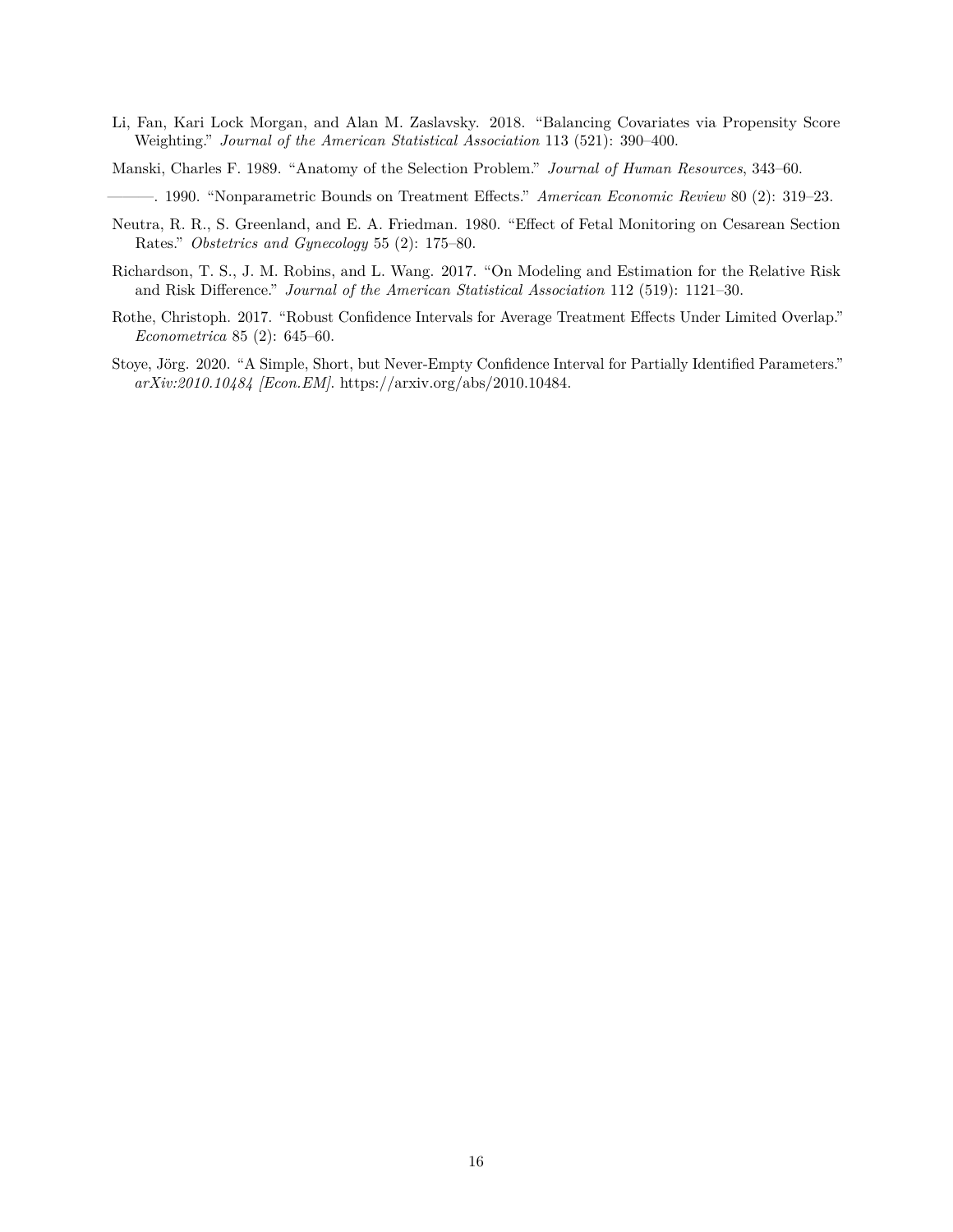Li, Fan, Kari Lock Morgan, and Alan M. Zaslavsky. 2018. "Balancing Covariates via Propensity Score Weighting." *Journal of the American Statistical Association* 113 (521): 390–400.

Manski, Charles F. 1989. "Anatomy of the Selection Problem." *Journal of Human Resources*, 343–60.

———. 1990. "Nonparametric Bounds on Treatment Effects." *American Economic Review* 80 (2): 319–23.

Neutra, R. R., S. Greenland, and E. A. Friedman. 1980. "Effect of Fetal Monitoring on Cesarean Section Rates." *Obstetrics and Gynecology* 55 (2): 175–80.

Richardson, T. S., J. M. Robins, and L. Wang. 2017. "On Modeling and Estimation for the Relative Risk and Risk Difference." *Journal of the American Statistical Association* 112 (519): 1121–30.

Rothe, Christoph. 2017. "Robust Confidence Intervals for Average Treatment Effects Under Limited Overlap." *Econometrica* 85 (2): 645–60.

Stoye, Jörg. 2020. "A Simple, Short, but Never-Empty Confidence Interval for Partially Identified Parameters." *arXiv:2010.10484 [Econ.EM]*. https://arxiv.org/abs/2010.10484.